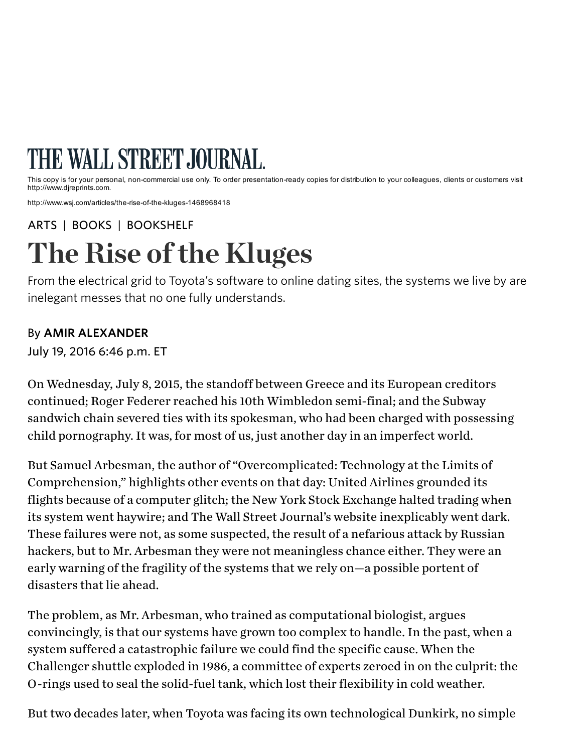# THE WALL STREET JOURNAL.

This copy is for your personal, non-commercial use only. To order presentation-ready copies for distribution to your colleagues, clients or customers visit http://www.djreprints.com.

http://www.wsj.com/articles/the-rise-of-the-kluges-1468968418

ARTS | BOOKS | BOOKSHELF

# The Rise of the Kluges

From the electrical grid to Toyota's software to online dating sites, the systems we live by are inelegant messes that no one fully understands.

By **AMIR ALEXANDER**

July 19, 2016 6:46 p.m. ET

On Wednesday, July 8, 2015, the standoff between Greece and its European creditors continued; Roger Federer reached his 10th Wimbledon semi-final; and the Subway sandwich chain severed ties with its spokesman, who had been charged with possessing child pornography. It was, for most of us, just another day in an imperfect world.

But Samuel Arbesman, the author of "Overcomplicated: Technology at the Limits of Comprehension," highlights other events on that day: United Airlines grounded its flights because of a computer glitch; the New York Stock Exchange halted trading when its system went haywire; and The Wall Street Journal's website inexplicably went dark. These failures were not, as some suspected, the result of a nefarious attack by Russian hackers, but to Mr. Arbesman they were not meaningless chance either. They were an early warning of the fragility of the systems that we rely on—a possible portent of disasters that lie ahead.

The problem, as Mr. Arbesman, who trained as computational biologist, argues convincingly, is that our systems have grown too complex to handle. In the past, when a system suffered a catastrophic failure we could find the specific cause. When the Challenger shuttle exploded in 1986, a committee of experts zeroed in on the culprit: the O-rings used to seal the solid-fuel tank, which lost their flexibility in cold weather.

But two decades later, when Toyota was facing its own technological Dunkirk, no simple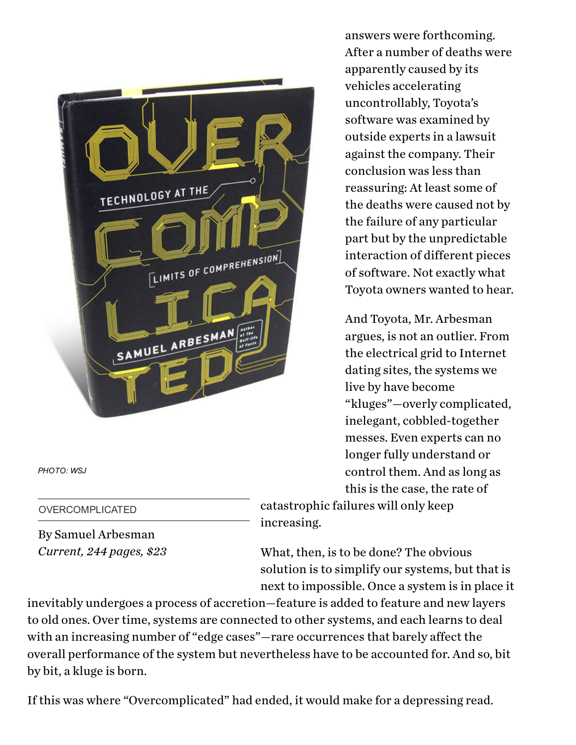PHOTO: WSJ

OVERCOMPLICATED

By Samuel Arbesman
*Current, 244 pages, $23*

answers were forthcoming. After a number of deaths were apparently caused by its vehicles accelerating uncontrollably, Toyota's software was examined by outside experts in a lawsuit against the company. Their conclusion was less than reassuring: At least some of the deaths were caused not by the failure of any particular part but by the unpredictable interaction of different pieces of software. Not exactly what Toyota owners wanted to hear.

And Toyota, Mr. Arbesman argues, is not an outlier. From the electrical grid to Internet dating sites, the systems we live by have become "kluges"—overly complicated, inelegant, cobbled-together messes. Even experts can no longer fully understand or control them. And as long as this is the case, the rate of catastrophic failures will only keep increasing.

What, then, is to be done? The obvious solution is to simplify our systems, but that is next to impossible. Once a system is in place it inevitably undergoes a process of accretion—feature is added to feature and new layers to old ones. Over time, systems are connected to other systems, and each learns to deal with an increasing number of "edge cases"—rare occurrences that barely affect the overall performance of the system but nevertheless have to be accounted for. And so, bit by bit, a kluge is born.

If this was where "Overcomplicated" had ended, it would make for a depressing read.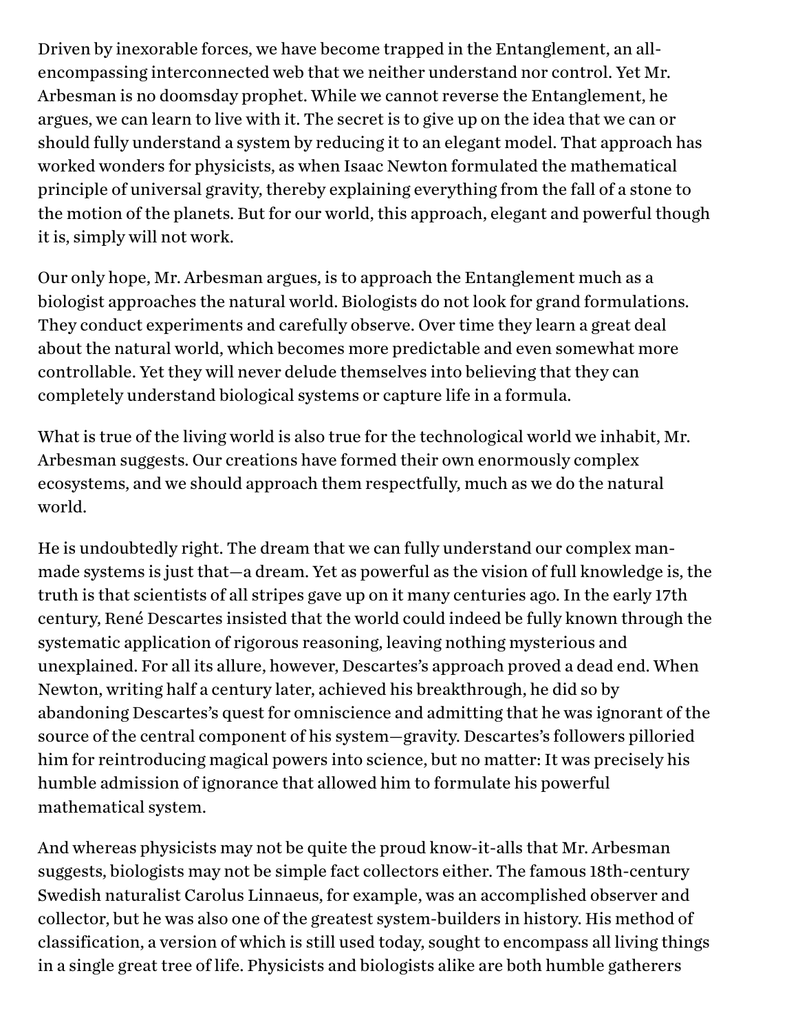Driven by inexorable forces, we have become trapped in the Entanglement, an all-encompassing interconnected web that we neither understand nor control. Yet Mr. Arbesman is no doomsday prophet. While we cannot reverse the Entanglement, he argues, we can learn to live with it. The secret is to give up on the idea that we can or should fully understand a system by reducing it to an elegant model. That approach has worked wonders for physicists, as when Isaac Newton formulated the mathematical principle of universal gravity, thereby explaining everything from the fall of a stone to the motion of the planets. But for our world, this approach, elegant and powerful though it is, simply will not work.

Our only hope, Mr. Arbesman argues, is to approach the Entanglement much as a biologist approaches the natural world. Biologists do not look for grand formulations. They conduct experiments and carefully observe. Over time they learn a great deal about the natural world, which becomes more predictable and even somewhat more controllable. Yet they will never delude themselves into believing that they can completely understand biological systems or capture life in a formula.

What is true of the living world is also true for the technological world we inhabit, Mr. Arbesman suggests. Our creations have formed their own enormously complex ecosystems, and we should approach them respectfully, much as we do the natural world.

He is undoubtedly right. The dream that we can fully understand our complex man-made systems is just that—a dream. Yet as powerful as the vision of full knowledge is, the truth is that scientists of all stripes gave up on it many centuries ago. In the early 17th century, René Descartes insisted that the world could indeed be fully known through the systematic application of rigorous reasoning, leaving nothing mysterious and unexplained. For all its allure, however, Descartes's approach proved a dead end. When Newton, writing half a century later, achieved his breakthrough, he did so by abandoning Descartes's quest for omniscience and admitting that he was ignorant of the source of the central component of his system—gravity. Descartes's followers pilloried him for reintroducing magical powers into science, but no matter: It was precisely his humble admission of ignorance that allowed him to formulate his powerful mathematical system.

And whereas physicists may not be quite the proud know-it-alls that Mr. Arbesman suggests, biologists may not be simple fact collectors either. The famous 18th-century Swedish naturalist Carolus Linnaeus, for example, was an accomplished observer and collector, but he was also one of the greatest system-builders in history. His method of classification, a version of which is still used today, sought to encompass all living things in a single great tree of life. Physicists and biologists alike are both humble gatherers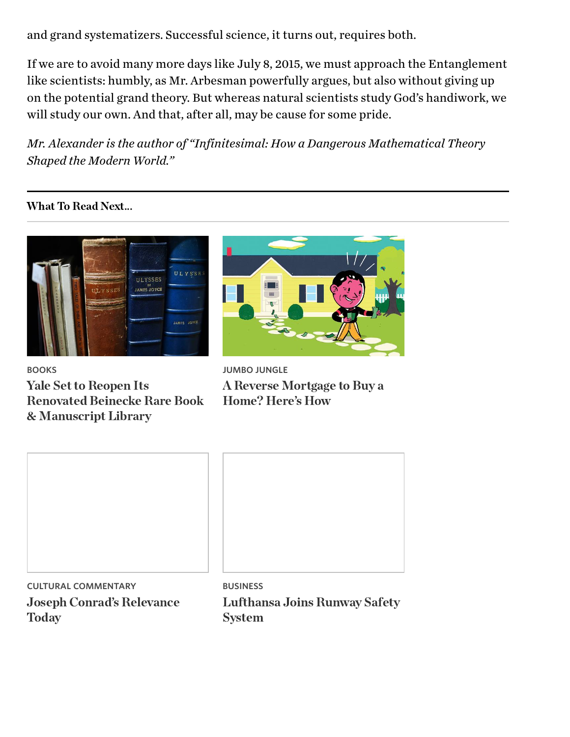and grand systematizers. Successful science, it turns out, requires both.

If we are to avoid many more days like July 8, 2015, we must approach the Entanglement like scientists: humbly, as Mr. Arbesman powerfully argues, but also without giving up on the potential grand theory. But whereas natural scientists study God's handiwork, we will study our own. And that, after all, may be cause for some pride.

*Mr. Alexander is the author of "Infinitesimal: How a Dangerous Mathematical Theory Shaped the Modern World."*

---

**What To Read Next...**

BOOKS

**Yale Set to Reopen Its Renovated Beinecke Rare Book & Manuscript Library**

JUMBO JUNGLE

**A Reverse Mortgage to Buy a Home? Here's How**

CULTURAL COMMENTARY

**Joseph Conrad's Relevance Today**

BUSINESS

**Lufthansa Joins Runway Safety System**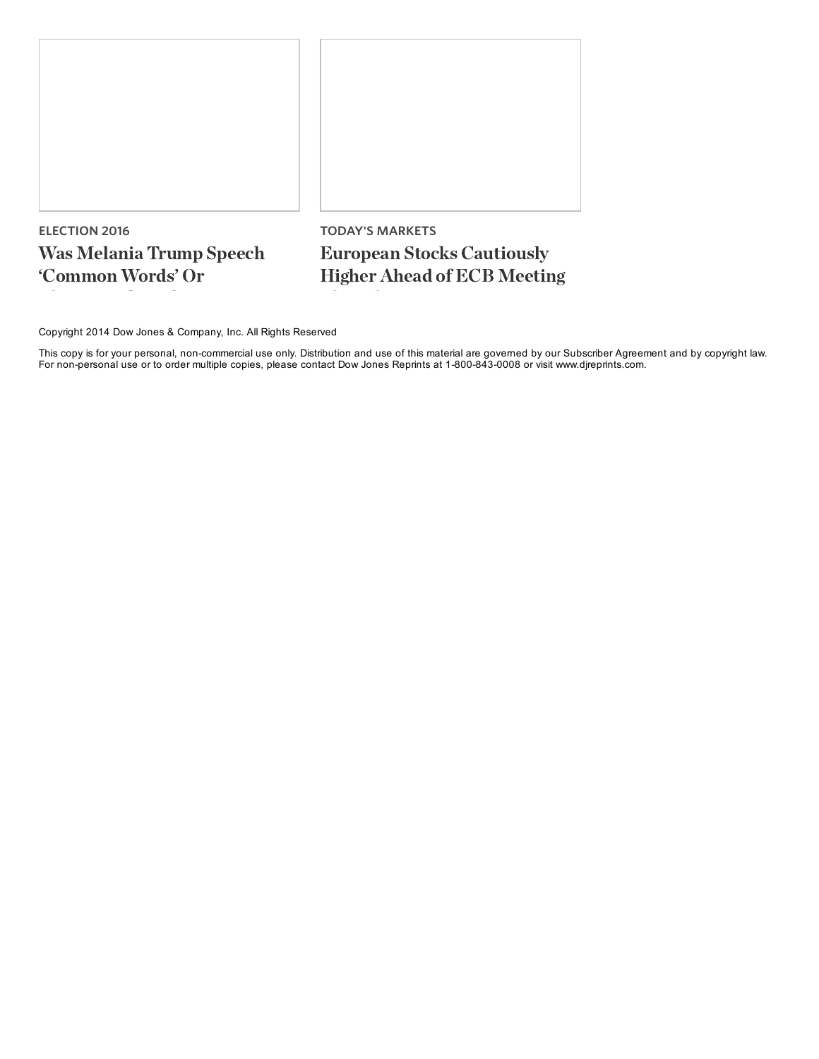ELECTION 2016

**Was Melania Trump Speech 'Common Words' Or**

TODAY'S MARKETS

**European Stocks Cautiously Higher Ahead of ECB Meeting**

Copyright 2014 Dow Jones & Company, Inc. All Rights Reserved

This copy is for your personal, non-commercial use only. Distribution and use of this material are governed by our Subscriber Agreement and by copyright law. For non-personal use or to order multiple copies, please contact Dow Jones Reprints at 1-800-843-0008 or visit www.djreprints.com.